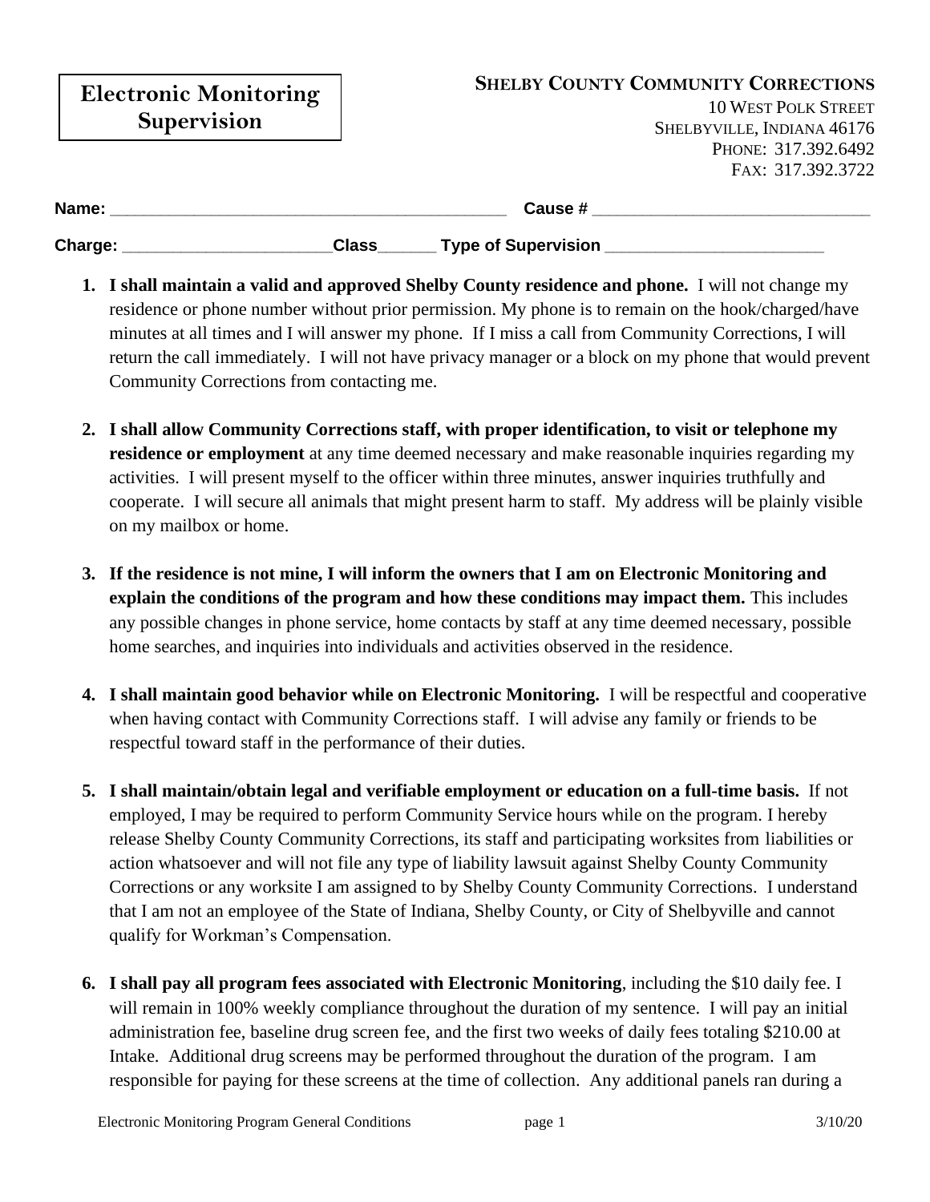# Electronic Monitoring Supervision

**SHELBY COUNTY COMMUNITY CORRECTIONS**
10 WEST POLK STREET
SHELBYVILLE, INDIANA 46176
PHONE: 317.392.6492
FAX: 317.392.3722

**Name:** _____________________________________________ **Cause #** ______________________________

**Charge:** _______________________**Class**______ **Type of Supervision** ________________________

1. **I shall maintain a valid and approved Shelby County residence and phone.** I will not change my residence or phone number without prior permission. My phone is to remain on the hook/charged/have minutes at all times and I will answer my phone. If I miss a call from Community Corrections, I will return the call immediately. I will not have privacy manager or a block on my phone that would prevent Community Corrections from contacting me.

2. **I shall allow Community Corrections staff, with proper identification, to visit or telephone my residence or employment** at any time deemed necessary and make reasonable inquiries regarding my activities. I will present myself to the officer within three minutes, answer inquiries truthfully and cooperate. I will secure all animals that might present harm to staff. My address will be plainly visible on my mailbox or home.

3. **If the residence is not mine, I will inform the owners that I am on Electronic Monitoring and explain the conditions of the program and how these conditions may impact them.** This includes any possible changes in phone service, home contacts by staff at any time deemed necessary, possible home searches, and inquiries into individuals and activities observed in the residence.

4. **I shall maintain good behavior while on Electronic Monitoring.** I will be respectful and cooperative when having contact with Community Corrections staff. I will advise any family or friends to be respectful toward staff in the performance of their duties.

5. **I shall maintain/obtain legal and verifiable employment or education on a full-time basis.** If not employed, I may be required to perform Community Service hours while on the program. I hereby release Shelby County Community Corrections, its staff and participating worksites from liabilities or action whatsoever and will not file any type of liability lawsuit against Shelby County Community Corrections or any worksite I am assigned to by Shelby County Community Corrections. I understand that I am not an employee of the State of Indiana, Shelby County, or City of Shelbyville and cannot qualify for Workman's Compensation.

6. **I shall pay all program fees associated with Electronic Monitoring**, including the $10 daily fee. I will remain in 100% weekly compliance throughout the duration of my sentence. I will pay an initial administration fee, baseline drug screen fee, and the first two weeks of daily fees totaling $210.00 at Intake. Additional drug screens may be performed throughout the duration of the program. I am responsible for paying for these screens at the time of collection. Any additional panels ran during a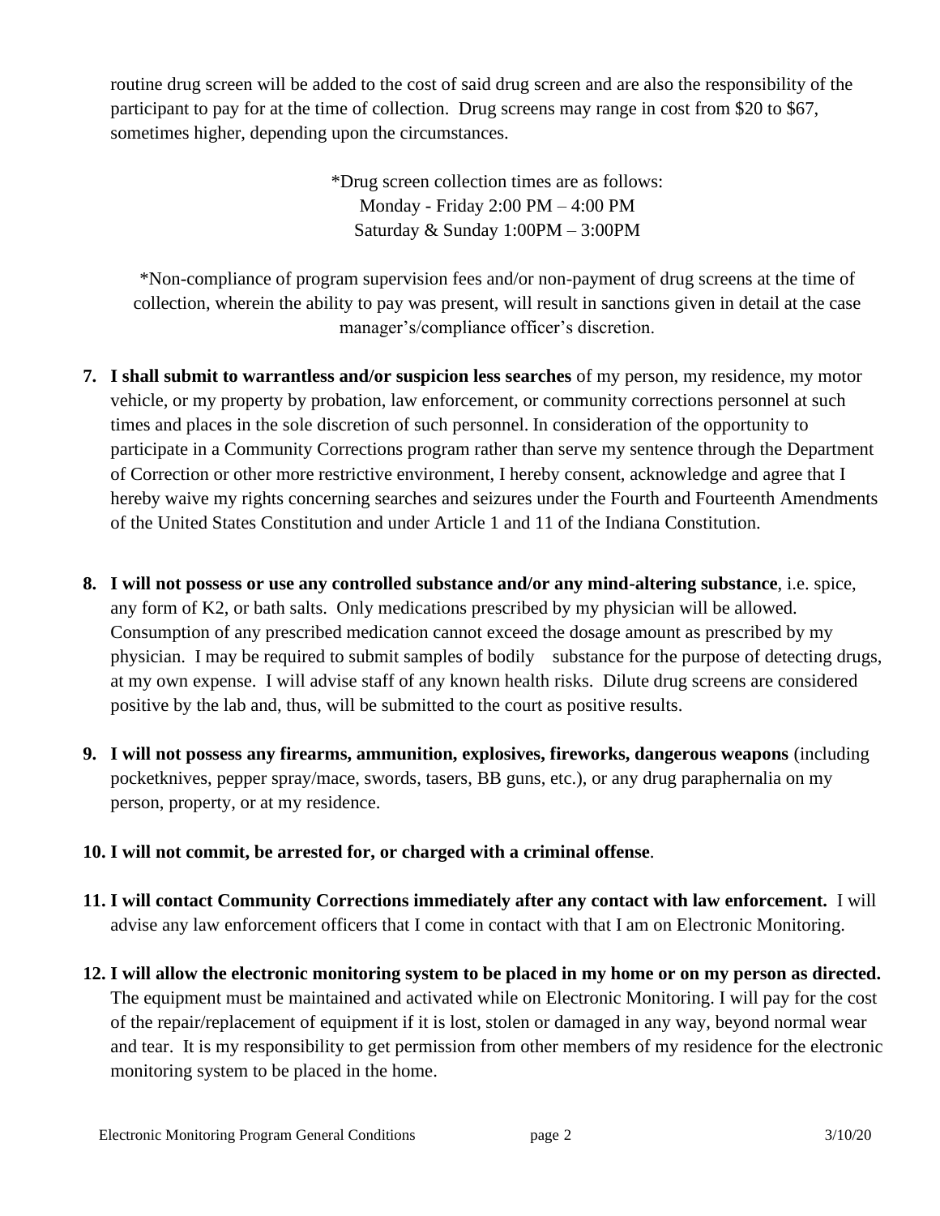routine drug screen will be added to the cost of said drug screen and are also the responsibility of the participant to pay for at the time of collection. Drug screens may range in cost from $20 to $67, sometimes higher, depending upon the circumstances.

*Drug screen collection times are as follows:
Monday - Friday 2:00 PM – 4:00 PM
Saturday & Sunday 1:00PM – 3:00PM

*Non-compliance of program supervision fees and/or non-payment of drug screens at the time of collection, wherein the ability to pay was present, will result in sanctions given in detail at the case manager's/compliance officer's discretion.

7. **I shall submit to warrantless and/or suspicion less searches** of my person, my residence, my motor vehicle, or my property by probation, law enforcement, or community corrections personnel at such times and places in the sole discretion of such personnel. In consideration of the opportunity to participate in a Community Corrections program rather than serve my sentence through the Department of Correction or other more restrictive environment, I hereby consent, acknowledge and agree that I hereby waive my rights concerning searches and seizures under the Fourth and Fourteenth Amendments of the United States Constitution and under Article 1 and 11 of the Indiana Constitution.

8. **I will not possess or use any controlled substance and/or any mind-altering substance**, i.e. spice, any form of K2, or bath salts. Only medications prescribed by my physician will be allowed. Consumption of any prescribed medication cannot exceed the dosage amount as prescribed by my physician. I may be required to submit samples of bodily substance for the purpose of detecting drugs, at my own expense. I will advise staff of any known health risks. Dilute drug screens are considered positive by the lab and, thus, will be submitted to the court as positive results.

9. **I will not possess any firearms, ammunition, explosives, fireworks, dangerous weapons** (including pocketknives, pepper spray/mace, swords, tasers, BB guns, etc.), or any drug paraphernalia on my person, property, or at my residence.

10. **I will not commit, be arrested for, or charged with a criminal offense**.

11. **I will contact Community Corrections immediately after any contact with law enforcement.** I will advise any law enforcement officers that I come in contact with that I am on Electronic Monitoring.

12. **I will allow the electronic monitoring system to be placed in my home or on my person as directed.** The equipment must be maintained and activated while on Electronic Monitoring. I will pay for the cost of the repair/replacement of equipment if it is lost, stolen or damaged in any way, beyond normal wear and tear. It is my responsibility to get permission from other members of my residence for the electronic monitoring system to be placed in the home.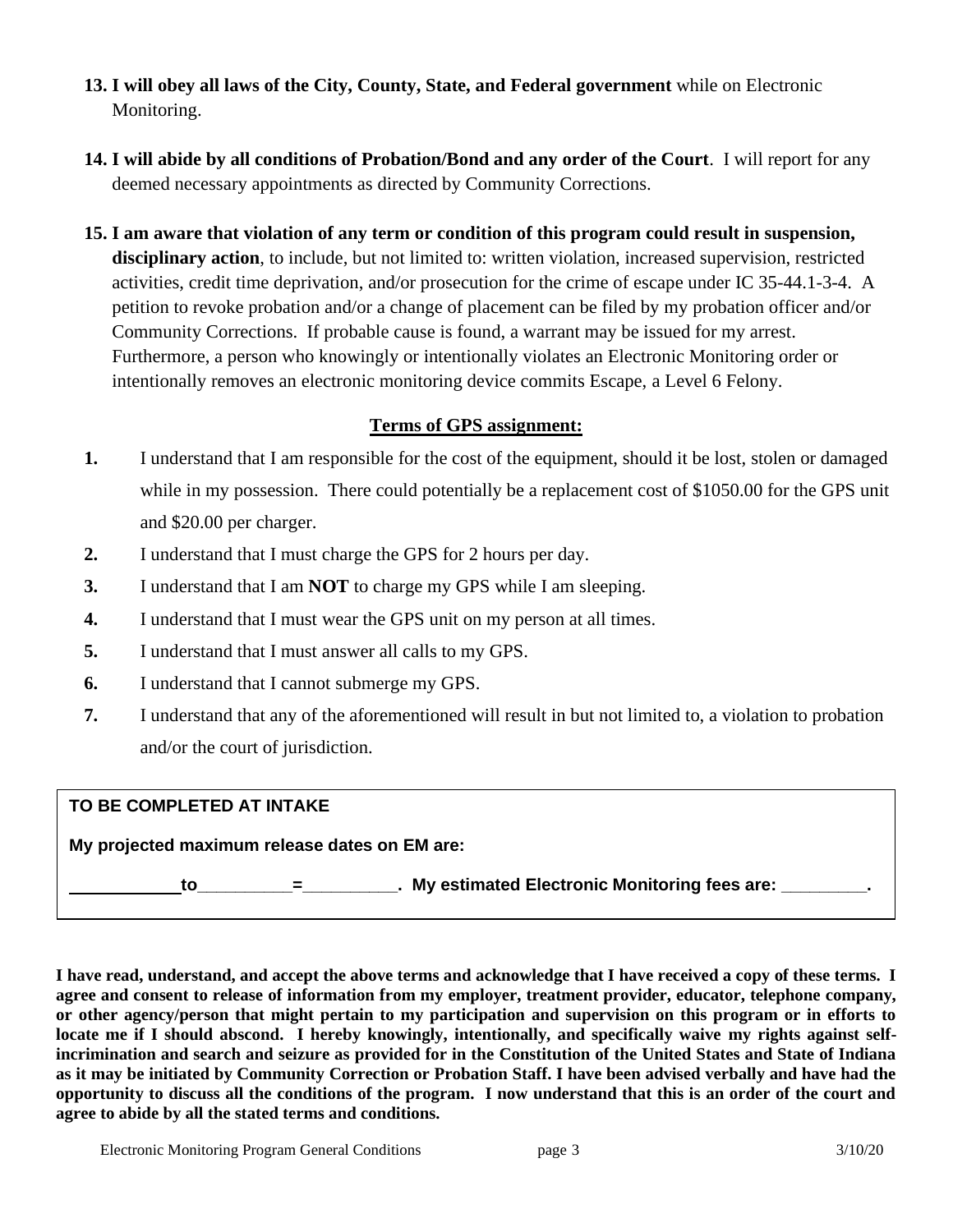13. **I will obey all laws of the City, County, State, and Federal government** while on Electronic Monitoring.

14. **I will abide by all conditions of Probation/Bond and any order of the Court**. I will report for any deemed necessary appointments as directed by Community Corrections.

15. **I am aware that violation of any term or condition of this program could result in suspension, disciplinary action**, to include, but not limited to: written violation, increased supervision, restricted activities, credit time deprivation, and/or prosecution for the crime of escape under IC 35-44.1-3-4. A petition to revoke probation and/or a change of placement can be filed by my probation officer and/or Community Corrections. If probable cause is found, a warrant may be issued for my arrest. Furthermore, a person who knowingly or intentionally violates an Electronic Monitoring order or intentionally removes an electronic monitoring device commits Escape, a Level 6 Felony.

## Terms of GPS assignment:

1. I understand that I am responsible for the cost of the equipment, should it be lost, stolen or damaged while in my possession. There could potentially be a replacement cost of $1050.00 for the GPS unit and $20.00 per charger.
2. I understand that I must charge the GPS for 2 hours per day.
3. I understand that I am **NOT** to charge my GPS while I am sleeping.
4. I understand that I must wear the GPS unit on my person at all times.
5. I understand that I must answer all calls to my GPS.
6. I understand that I cannot submerge my GPS.
7. I understand that any of the aforementioned will result in but not limited to, a violation to probation and/or the court of jurisdiction.

**TO BE COMPLETED AT INTAKE**

**My projected maximum release dates on EM are:**

**___________to__________=__________. My estimated Electronic Monitoring fees are: _________.**

**I have read, understand, and accept the above terms and acknowledge that I have received a copy of these terms. I agree and consent to release of information from my employer, treatment provider, educator, telephone company, or other agency/person that might pertain to my participation and supervision on this program or in efforts to locate me if I should abscond. I hereby knowingly, intentionally, and specifically waive my rights against self-incrimination and search and seizure as provided for in the Constitution of the United States and State of Indiana as it may be initiated by Community Correction or Probation Staff. I have been advised verbally and have had the opportunity to discuss all the conditions of the program. I now understand that this is an order of the court and agree to abide by all the stated terms and conditions.**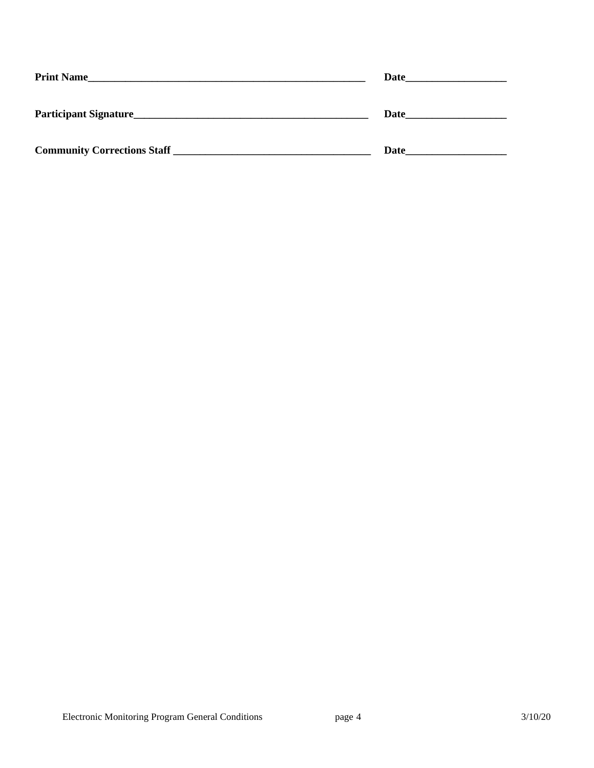**Print Name**______________________________________________________ **Date**___________________

**Participant Signature**______________________________________________ **Date**___________________

**Community Corrections Staff** _____________________________________ **Date**___________________